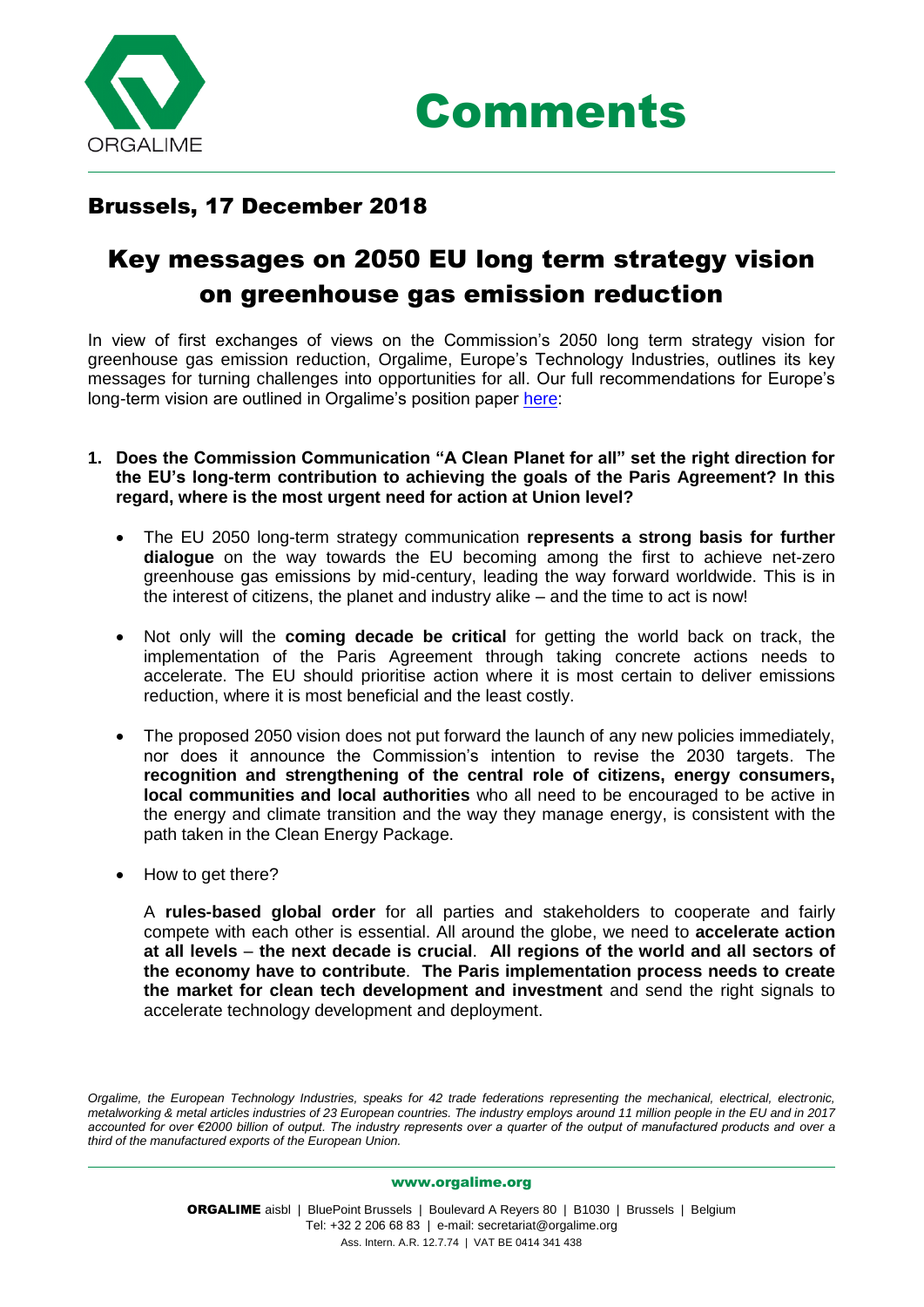# Comments

## Brussels, 17 December 2018

# Key messages on 2050 EU long term strategy vision on greenhouse gas emission reduction

In view of first exchanges of views on the Commission's 2050 long term strategy vision for greenhouse gas emission reduction, Orgalime, Europe's Technology Industries, outlines its key messages for turning challenges into opportunities for all. Our full recommendations for Europe's long-term vision are outlined in Orgalime's position paper here:

1. **Does the Commission Communication "A Clean Planet for all" set the right direction for the EU's long-term contribution to achieving the goals of the Paris Agreement? In this regard, where is the most urgent need for action at Union level?**

   - The EU 2050 long-term strategy communication **represents a strong basis for further dialogue** on the way towards the EU becoming among the first to achieve net-zero greenhouse gas emissions by mid-century, leading the way forward worldwide. This is in the interest of citizens, the planet and industry alike – and the time to act is now!

   - Not only will the **coming decade be critical** for getting the world back on track, the implementation of the Paris Agreement through taking concrete actions needs to accelerate. The EU should prioritise action where it is most certain to deliver emissions reduction, where it is most beneficial and the least costly.

   - The proposed 2050 vision does not put forward the launch of any new policies immediately, nor does it announce the Commission's intention to revise the 2030 targets. The **recognition and strengthening of the central role of citizens, energy consumers, local communities and local authorities** who all need to be encouraged to be active in the energy and climate transition and the way they manage energy, is consistent with the path taken in the Clean Energy Package.

   - How to get there?

     A **rules-based global order** for all parties and stakeholders to cooperate and fairly compete with each other is essential. All around the globe, we need to **accelerate action at all levels** – **the next decade is crucial**. **All regions of the world and all sectors of the economy have to contribute**. **The Paris implementation process needs to create the market for clean tech development and investment** and send the right signals to accelerate technology development and deployment.

*Orgalime, the European Technology Industries, speaks for 42 trade federations representing the mechanical, electrical, electronic, metalworking & metal articles industries of 23 European countries. The industry employs around 11 million people in the EU and in 2017 accounted for over €2000 billion of output. The industry represents over a quarter of the output of manufactured products and over a third of the manufactured exports of the European Union.*

www.orgalime.org

**ORGALIME** aisbl | BluePoint Brussels | Boulevard A Reyers 80 | B1030 | Brussels | Belgium
Tel: +32 2 206 68 83 | e-mail: secretariat@orgalime.org
Ass. Intern. A.R. 12.7.74 | VAT BE 0414 341 438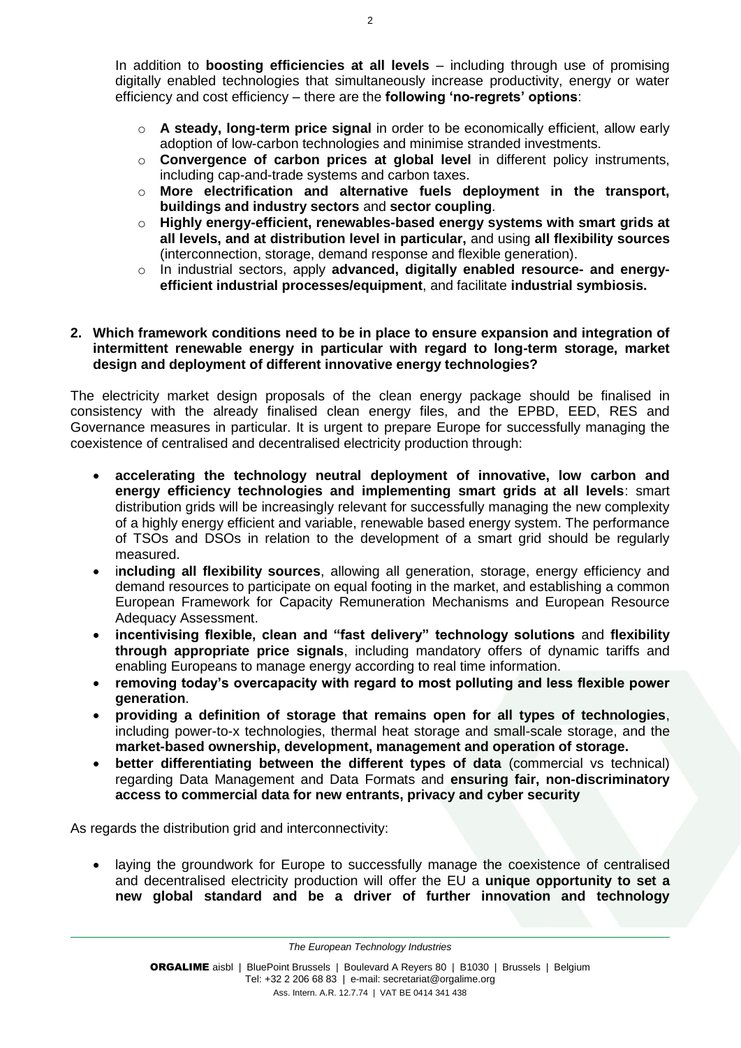In addition to **boosting efficiencies at all levels** – including through use of promising digitally enabled technologies that simultaneously increase productivity, energy or water efficiency and cost efficiency – there are the **following 'no-regrets' options**:

- **A steady, long-term price signal** in order to be economically efficient, allow early adoption of low-carbon technologies and minimise stranded investments.
- **Convergence of carbon prices at global level** in different policy instruments, including cap-and-trade systems and carbon taxes.
- **More electrification and alternative fuels deployment in the transport, buildings and industry sectors** and **sector coupling**.
- **Highly energy-efficient, renewables-based energy systems with smart grids at all levels, and at distribution level in particular,** and using **all flexibility sources** (interconnection, storage, demand response and flexible generation).
- In industrial sectors, apply **advanced, digitally enabled resource- and energy-efficient industrial processes/equipment**, and facilitate **industrial symbiosis.**

**2. Which framework conditions need to be in place to ensure expansion and integration of intermittent renewable energy in particular with regard to long-term storage, market design and deployment of different innovative energy technologies?**

The electricity market design proposals of the clean energy package should be finalised in consistency with the already finalised clean energy files, and the EPBD, EED, RES and Governance measures in particular. It is urgent to prepare Europe for successfully managing the coexistence of centralised and decentralised electricity production through:

- **accelerating the technology neutral deployment of innovative, low carbon and energy efficiency technologies and implementing smart grids at all levels**: smart distribution grids will be increasingly relevant for successfully managing the new complexity of a highly energy efficient and variable, renewable based energy system. The performance of TSOs and DSOs in relation to the development of a smart grid should be regularly measured.
- i**ncluding all flexibility sources**, allowing all generation, storage, energy efficiency and demand resources to participate on equal footing in the market, and establishing a common European Framework for Capacity Remuneration Mechanisms and European Resource Adequacy Assessment.
- **incentivising flexible, clean and "fast delivery" technology solutions** and **flexibility through appropriate price signals**, including mandatory offers of dynamic tariffs and enabling Europeans to manage energy according to real time information.
- **removing today's overcapacity with regard to most polluting and less flexible power generation**.
- **providing a definition of storage that remains open for all types of technologies**, including power-to-x technologies, thermal heat storage and small-scale storage, and the **market-based ownership, development, management and operation of storage.**
- **better differentiating between the different types of data** (commercial vs technical) regarding Data Management and Data Formats and **ensuring fair, non-discriminatory access to commercial data for new entrants, privacy and cyber security**

As regards the distribution grid and interconnectivity:

- laying the groundwork for Europe to successfully manage the coexistence of centralised and decentralised electricity production will offer the EU a **unique opportunity to set a new global standard and be a driver of further innovation and technology**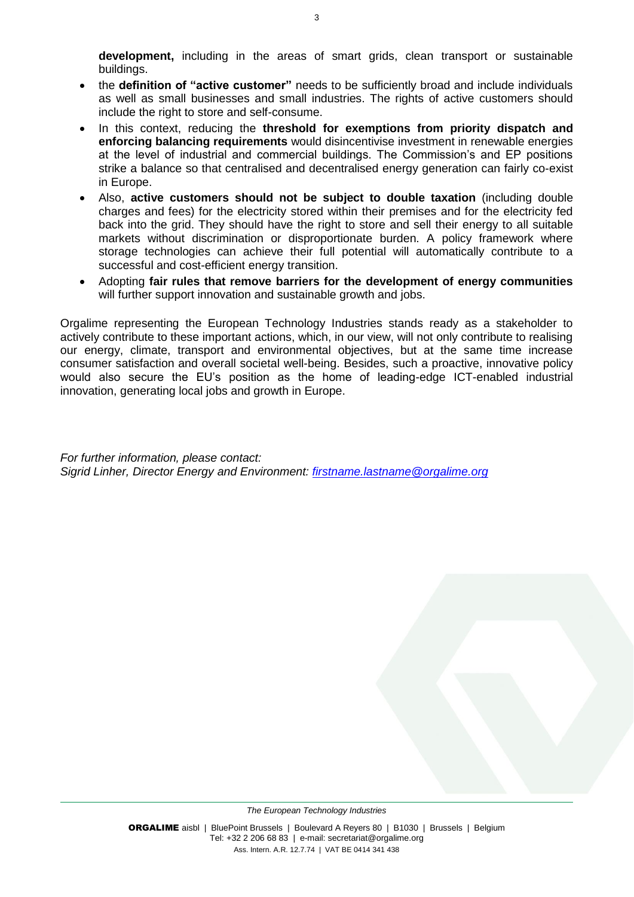**development,** including in the areas of smart grids, clean transport or sustainable buildings.

- the **definition of "active customer"** needs to be sufficiently broad and include individuals as well as small businesses and small industries. The rights of active customers should include the right to store and self-consume.
- In this context, reducing the **threshold for exemptions from priority dispatch and enforcing balancing requirements** would disincentivise investment in renewable energies at the level of industrial and commercial buildings. The Commission's and EP positions strike a balance so that centralised and decentralised energy generation can fairly co-exist in Europe.
- Also, **active customers should not be subject to double taxation** (including double charges and fees) for the electricity stored within their premises and for the electricity fed back into the grid. They should have the right to store and sell their energy to all suitable markets without discrimination or disproportionate burden. A policy framework where storage technologies can achieve their full potential will automatically contribute to a successful and cost-efficient energy transition.
- Adopting **fair rules that remove barriers for the development of energy communities** will further support innovation and sustainable growth and jobs.

Orgalime representing the European Technology Industries stands ready as a stakeholder to actively contribute to these important actions, which, in our view, will not only contribute to realising our energy, climate, transport and environmental objectives, but at the same time increase consumer satisfaction and overall societal well-being. Besides, such a proactive, innovative policy would also secure the EU's position as the home of leading-edge ICT-enabled industrial innovation, generating local jobs and growth in Europe.

*For further information, please contact:*
*Sigrid Linher, Director Energy and Environment: firstname.lastname@orgalime.org*